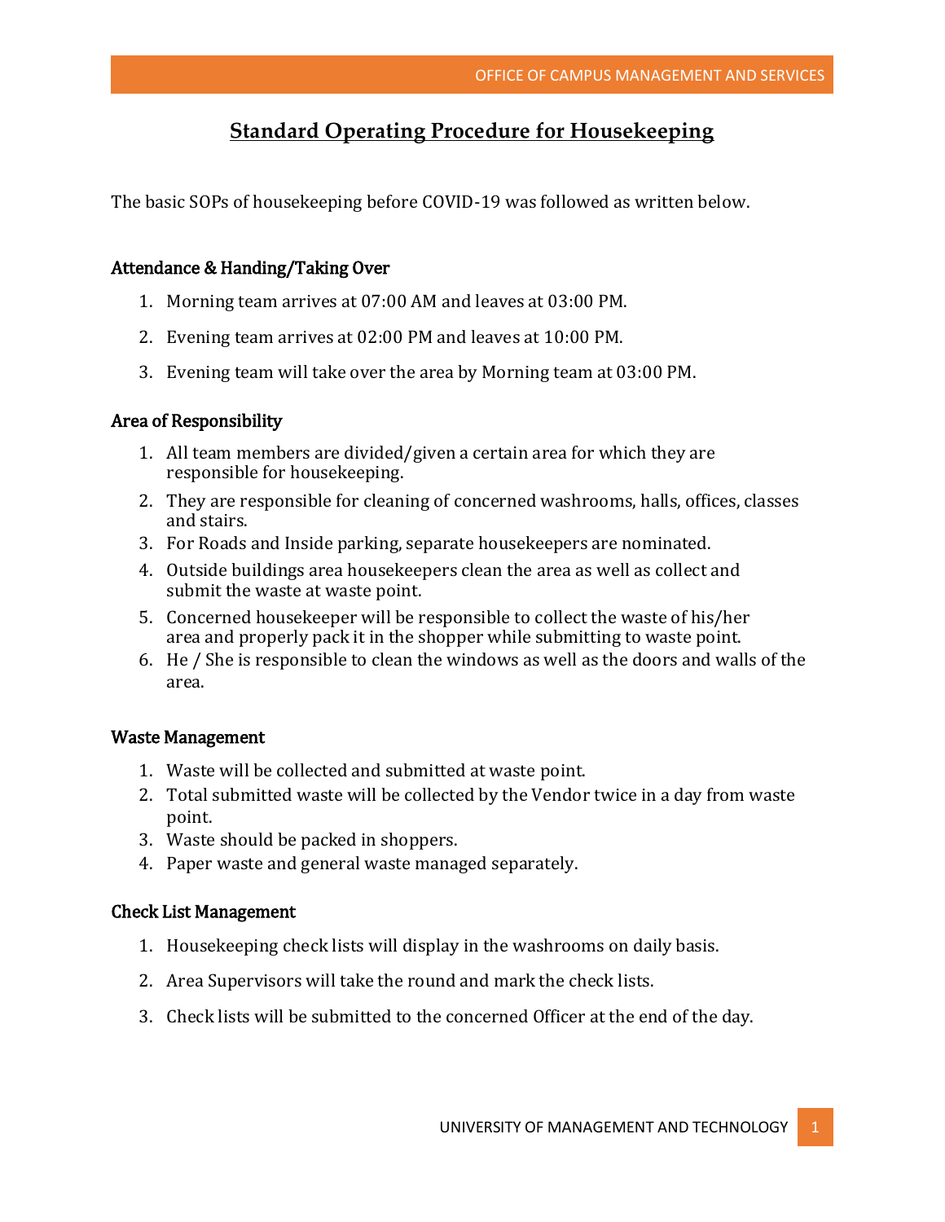# Standard Operating Procedure for Housekeeping

The basic SOPs of housekeeping before COVID-19 was followed as written below.

### Attendance & Handing/Taking Over

1. Morning team arrives at 07:00 AM and leaves at 03:00 PM.
2. Evening team arrives at 02:00 PM and leaves at 10:00 PM.
3. Evening team will take over the area by Morning team at 03:00 PM.

### Area of Responsibility

1. All team members are divided/given a certain area for which they are responsible for housekeeping.
2. They are responsible for cleaning of concerned washrooms, halls, offices, classes and stairs.
3. For Roads and Inside parking, separate housekeepers are nominated.
4. Outside buildings area housekeepers clean the area as well as collect and submit the waste at waste point.
5. Concerned housekeeper will be responsible to collect the waste of his/her area and properly pack it in the shopper while submitting to waste point.
6. He / She is responsible to clean the windows as well as the doors and walls of the area.

### Waste Management

1. Waste will be collected and submitted at waste point.
2. Total submitted waste will be collected by the Vendor twice in a day from waste point.
3. Waste should be packed in shoppers.
4. Paper waste and general waste managed separately.

### Check List Management

1. Housekeeping check lists will display in the washrooms on daily basis.
2. Area Supervisors will take the round and mark the check lists.
3. Check lists will be submitted to the concerned Officer at the end of the day.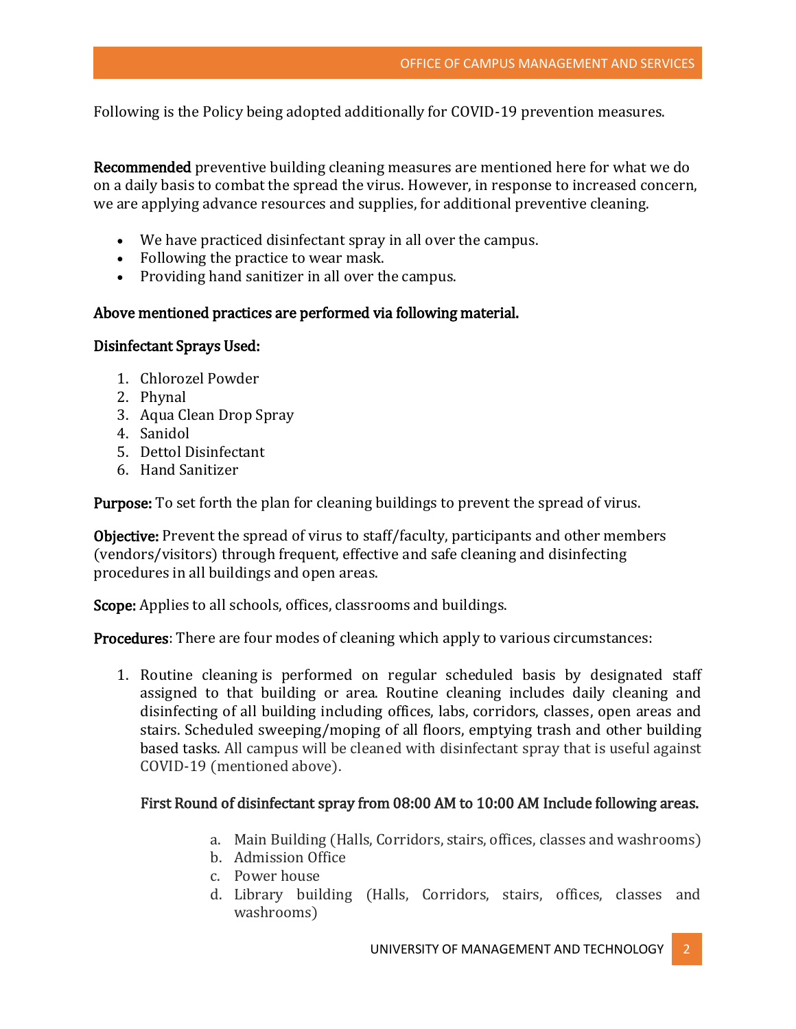Following is the Policy being adopted additionally for COVID-19 prevention measures.

**Recommended** preventive building cleaning measures are mentioned here for what we do on a daily basis to combat the spread the virus. However, in response to increased concern, we are applying advance resources and supplies, for additional preventive cleaning.

- We have practiced disinfectant spray in all over the campus.
- Following the practice to wear mask.
- Providing hand sanitizer in all over the campus.

**Above mentioned practices are performed via following material.**

**Disinfectant Sprays Used:**

1. Chlorozel Powder
2. Phynal
3. Aqua Clean Drop Spray
4. Sanidol
5. Dettol Disinfectant
6. Hand Sanitizer

**Purpose:** To set forth the plan for cleaning buildings to prevent the spread of virus.

**Objective:** Prevent the spread of virus to staff/faculty, participants and other members (vendors/visitors) through frequent, effective and safe cleaning and disinfecting procedures in all buildings and open areas.

**Scope:** Applies to all schools, offices, classrooms and buildings.

**Procedures**: There are four modes of cleaning which apply to various circumstances:

1. Routine cleaning is performed on regular scheduled basis by designated staff assigned to that building or area. Routine cleaning includes daily cleaning and disinfecting of all building including offices, labs, corridors, classes, open areas and stairs. Scheduled sweeping/moping of all floors, emptying trash and other building based tasks. All campus will be cleaned with disinfectant spray that is useful against COVID-19 (mentioned above).

   **First Round of disinfectant spray from 08:00 AM to 10:00 AM Include following areas.**

   a. Main Building (Halls, Corridors, stairs, offices, classes and washrooms)
   b. Admission Office
   c. Power house
   d. Library building (Halls, Corridors, stairs, offices, classes and washrooms)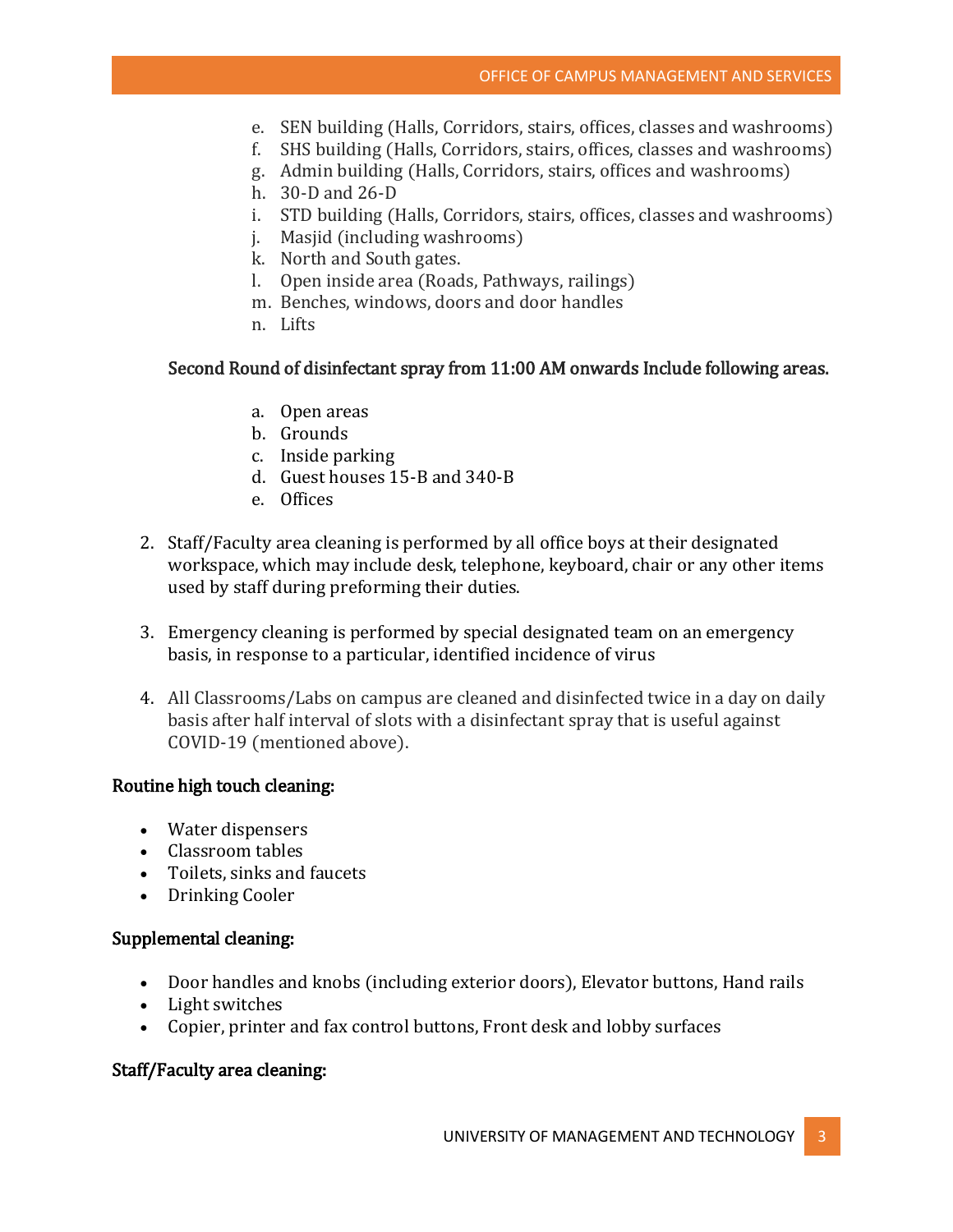e. SEN building (Halls, Corridors, stairs, offices, classes and washrooms)
f. SHS building (Halls, Corridors, stairs, offices, classes and washrooms)
g. Admin building (Halls, Corridors, stairs, offices and washrooms)
h. 30-D and 26-D
i. STD building (Halls, Corridors, stairs, offices, classes and washrooms)
j. Masjid (including washrooms)
k. North and South gates.
l. Open inside area (Roads, Pathways, railings)
m. Benches, windows, doors and door handles
n. Lifts

**Second Round of disinfectant spray from 11:00 AM onwards Include following areas.**

a. Open areas
b. Grounds
c. Inside parking
d. Guest houses 15-B and 340-B
e. Offices

2. Staff/Faculty area cleaning is performed by all office boys at their designated workspace, which may include desk, telephone, keyboard, chair or any other items used by staff during preforming their duties.

3. Emergency cleaning is performed by special designated team on an emergency basis, in response to a particular, identified incidence of virus

4. All Classrooms/Labs on campus are cleaned and disinfected twice in a day on daily basis after half interval of slots with a disinfectant spray that is useful against COVID-19 (mentioned above).

**Routine high touch cleaning:**

- Water dispensers
- Classroom tables
- Toilets, sinks and faucets
- Drinking Cooler

**Supplemental cleaning:**

- Door handles and knobs (including exterior doors), Elevator buttons, Hand rails
- Light switches
- Copier, printer and fax control buttons, Front desk and lobby surfaces

**Staff/Faculty area cleaning:**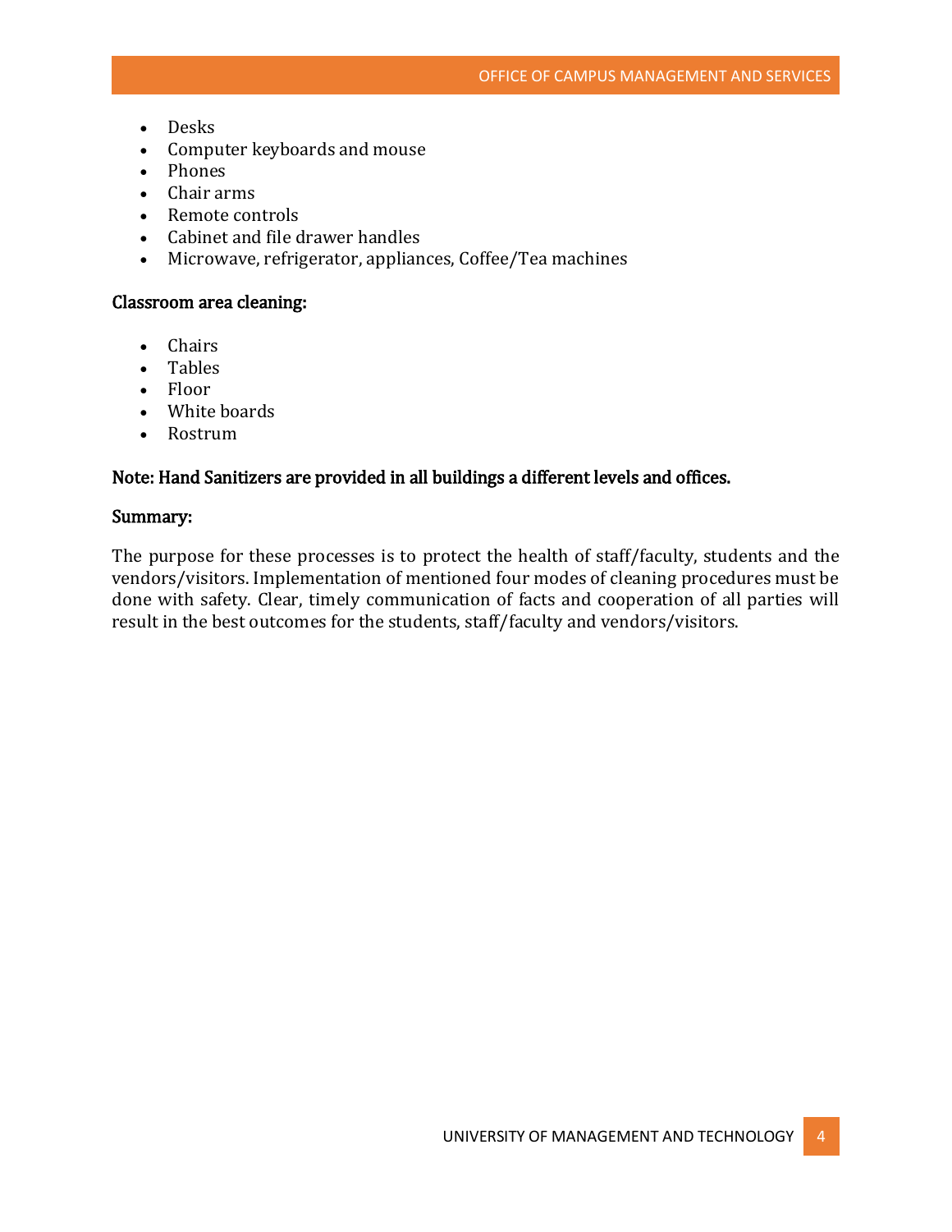- Desks
- Computer keyboards and mouse
- Phones
- Chair arms
- Remote controls
- Cabinet and file drawer handles
- Microwave, refrigerator, appliances, Coffee/Tea machines

**Classroom area cleaning:**

- Chairs
- Tables
- Floor
- White boards
- Rostrum

**Note: Hand Sanitizers are provided in all buildings a different levels and offices.**

**Summary:**

The purpose for these processes is to protect the health of staff/faculty, students and the vendors/visitors. Implementation of mentioned four modes of cleaning procedures must be done with safety. Clear, timely communication of facts and cooperation of all parties will result in the best outcomes for the students, staff/faculty and vendors/visitors.